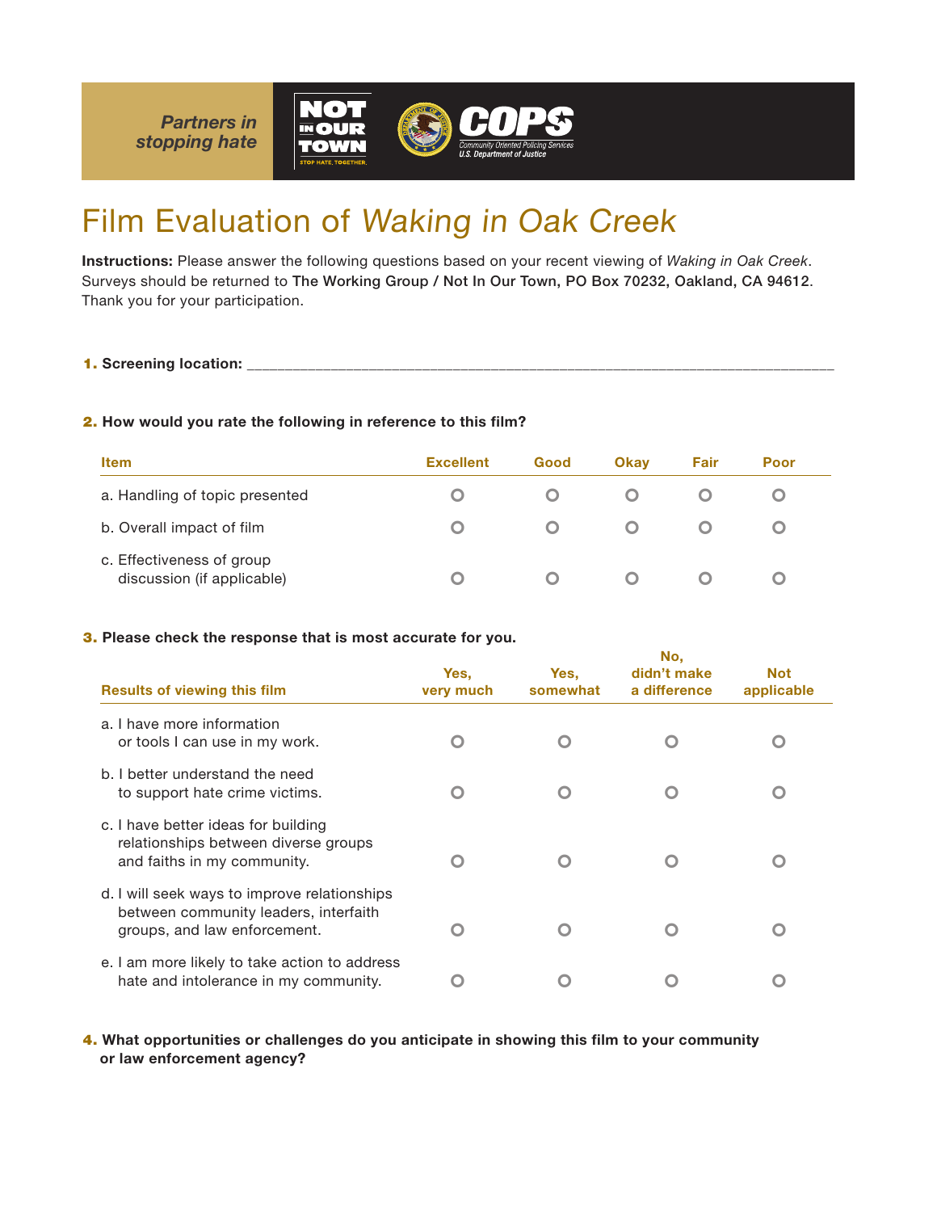Partners in stopping hate

NOT IN OUR TOWN — STOP HATE. TOGETHER.

COPS — Community Oriented Policing Services, U.S. Department of Justice

# Film Evaluation of *Waking in Oak Creek*

**Instructions:** Please answer the following questions based on your recent viewing of *Waking in Oak Creek*. Surveys should be returned to The Working Group / Not In Our Town, PO Box 70232, Oakland, CA 94612. Thank you for your participation.

**1. Screening location:** ____________________________________________

**2. How would you rate the following in reference to this film?**

| Item | Excellent | Good | Okay | Fair | Poor |
|---|---|---|---|---|---|
| a. Handling of topic presented | ○ | ○ | ○ | ○ | ○ |
| b. Overall impact of film | ○ | ○ | ○ | ○ | ○ |
| c. Effectiveness of group discussion (if applicable) | ○ | ○ | ○ | ○ | ○ |

**3. Please check the response that is most accurate for you.**

| Results of viewing this film | Yes, very much | Yes, somewhat | No, didn't make a difference | Not applicable |
|---|---|---|---|---|
| a. I have more information or tools I can use in my work. | ○ | ○ | ○ | ○ |
| b. I better understand the need to support hate crime victims. | ○ | ○ | ○ | ○ |
| c. I have better ideas for building relationships between diverse groups and faiths in my community. | ○ | ○ | ○ | ○ |
| d. I will seek ways to improve relationships between community leaders, interfaith groups, and law enforcement. | ○ | ○ | ○ | ○ |
| e. I am more likely to take action to address hate and intolerance in my community. | ○ | ○ | ○ | ○ |

**4. What opportunities or challenges do you anticipate in showing this film to your community or law enforcement agency?**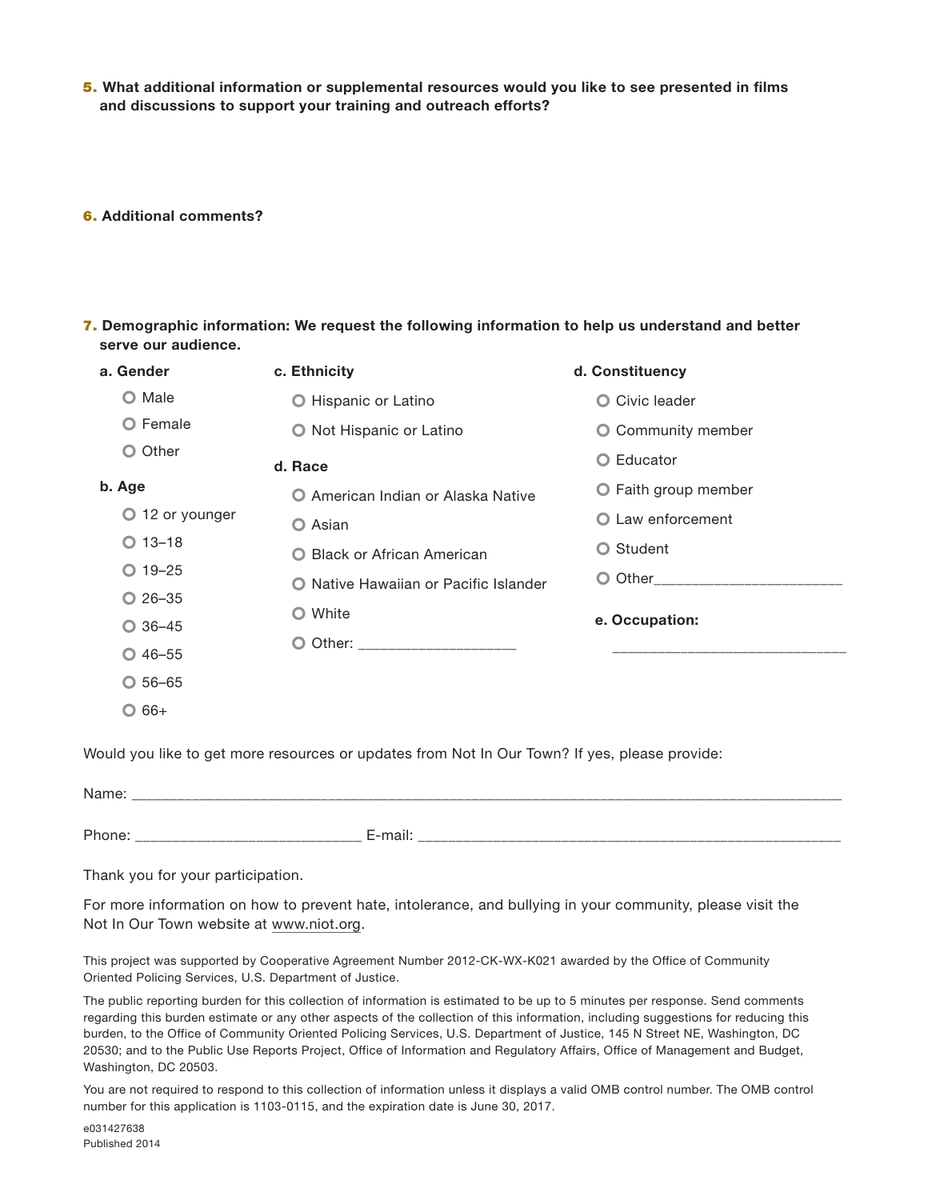**5.** **What additional information or supplemental resources would you like to see presented in films and discussions to support your training and outreach efforts?**

**6.** **Additional comments?**

**7.** **Demographic information: We request the following information to help us understand and better serve our audience.**

**a. Gender**

- Male
- Female
- Other

**b. Age**

- 12 or younger
- 13–18
- 19–25
- 26–35
- 36–45
- 46–55
- 56–65
- 66+

**c. Ethnicity**

- Hispanic or Latino
- Not Hispanic or Latino

**d. Race**

- American Indian or Alaska Native
- Asian
- Black or African American
- Native Hawaiian or Pacific Islander
- White
- Other: ____________________

**d. Constituency**

- Civic leader
- Community member
- Educator
- Faith group member
- Law enforcement
- Student
- Other________________________

**e. Occupation:**

______________________________

Would you like to get more resources or updates from Not In Our Town? If yes, please provide:

Name: ______________________________________________________________________________________________

Phone: _____________________________ E-mail: _________________________________________________________

Thank you for your participation.

For more information on how to prevent hate, intolerance, and bullying in your community, please visit the Not In Our Town website at www.niot.org.

This project was supported by Cooperative Agreement Number 2012-CK-WX-K021 awarded by the Office of Community Oriented Policing Services, U.S. Department of Justice.

The public reporting burden for this collection of information is estimated to be up to 5 minutes per response. Send comments regarding this burden estimate or any other aspects of the collection of this information, including suggestions for reducing this burden, to the Office of Community Oriented Policing Services, U.S. Department of Justice, 145 N Street NE, Washington, DC 20530; and to the Public Use Reports Project, Office of Information and Regulatory Affairs, Office of Management and Budget, Washington, DC 20503.

You are not required to respond to this collection of information unless it displays a valid OMB control number. The OMB control number for this application is 1103-0115, and the expiration date is June 30, 2017.

e031427638
Published 2014